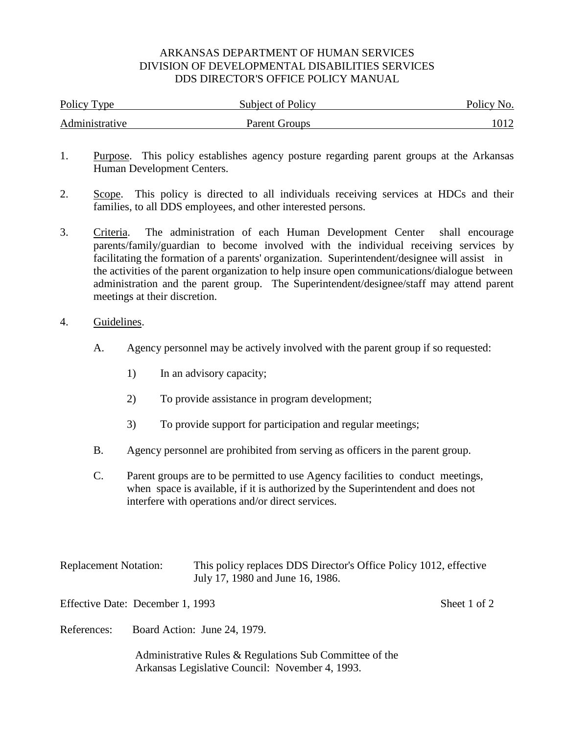ARKANSAS DEPARTMENT OF HUMAN SERVICES
DIVISION OF DEVELOPMENTAL DISABILITIES SERVICES
DDS DIRECTOR'S OFFICE POLICY MANUAL

| Policy Type | Subject of Policy | Policy No. |
|---|---|---|
| Administrative | Parent Groups | 1012 |

1. Purpose. This policy establishes agency posture regarding parent groups at the Arkansas Human Development Centers.

2. Scope. This policy is directed to all individuals receiving services at HDCs and their families, to all DDS employees, and other interested persons.

3. Criteria. The administration of each Human Development Center shall encourage parents/family/guardian to become involved with the individual receiving services by facilitating the formation of a parents' organization. Superintendent/designee will assist in the activities of the parent organization to help insure open communications/dialogue between administration and the parent group. The Superintendent/designee/staff may attend parent meetings at their discretion.

4. Guidelines.

   A. Agency personnel may be actively involved with the parent group if so requested:

      1) In an advisory capacity;

      2) To provide assistance in program development;

      3) To provide support for participation and regular meetings;

   B. Agency personnel are prohibited from serving as officers in the parent group.

   C. Parent groups are to be permitted to use Agency facilities to conduct meetings, when space is available, if it is authorized by the Superintendent and does not interfere with operations and/or direct services.

Replacement Notation: This policy replaces DDS Director's Office Policy 1012, effective July 17, 1980 and June 16, 1986.

Effective Date: December 1, 1993

References: Board Action: June 24, 1979.

Administrative Rules & Regulations Sub Committee of the Arkansas Legislative Council: November 4, 1993.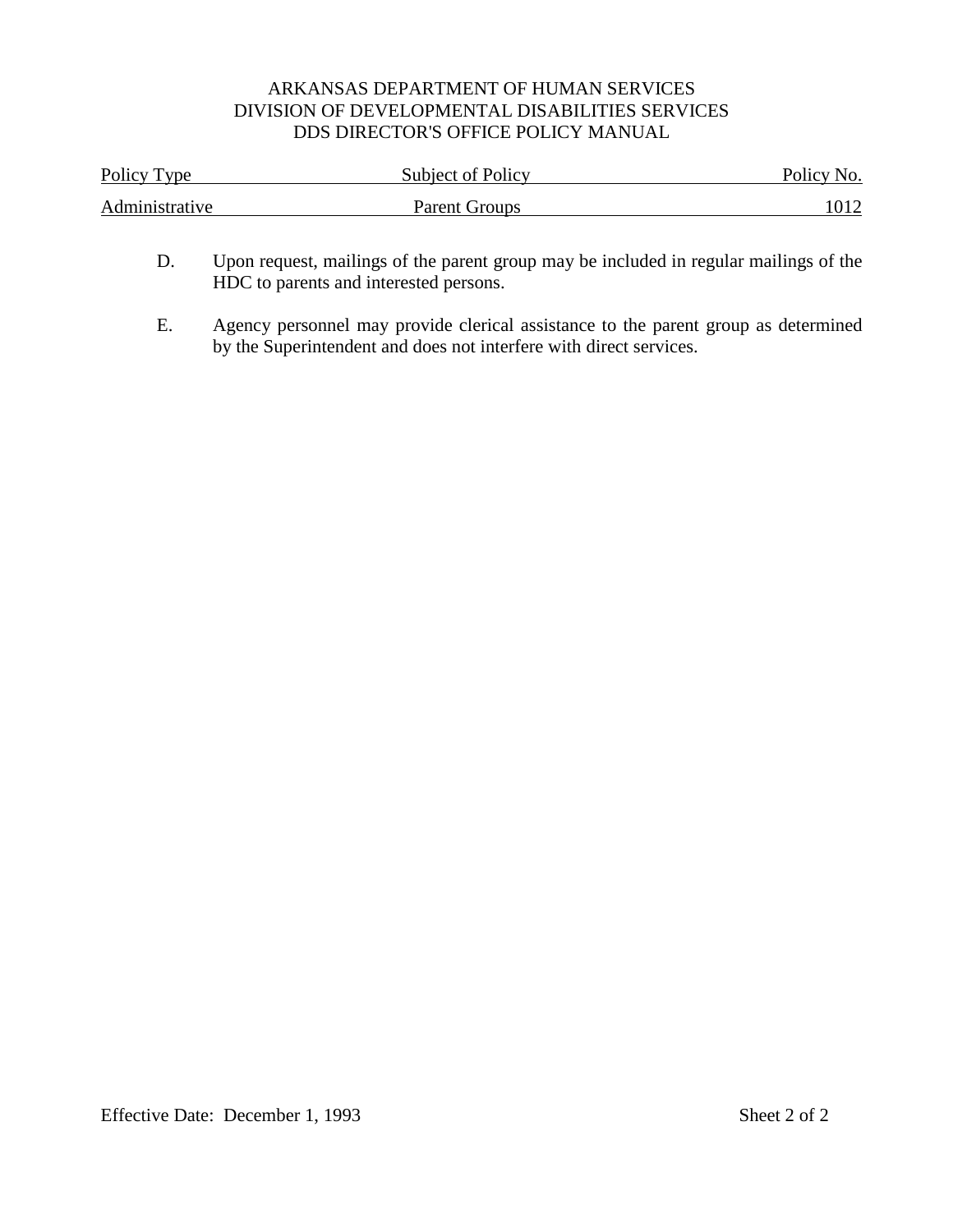D. Upon request, mailings of the parent group may be included in regular mailings of the HDC to parents and interested persons.

E. Agency personnel may provide clerical assistance to the parent group as determined by the Superintendent and does not interfere with direct services.